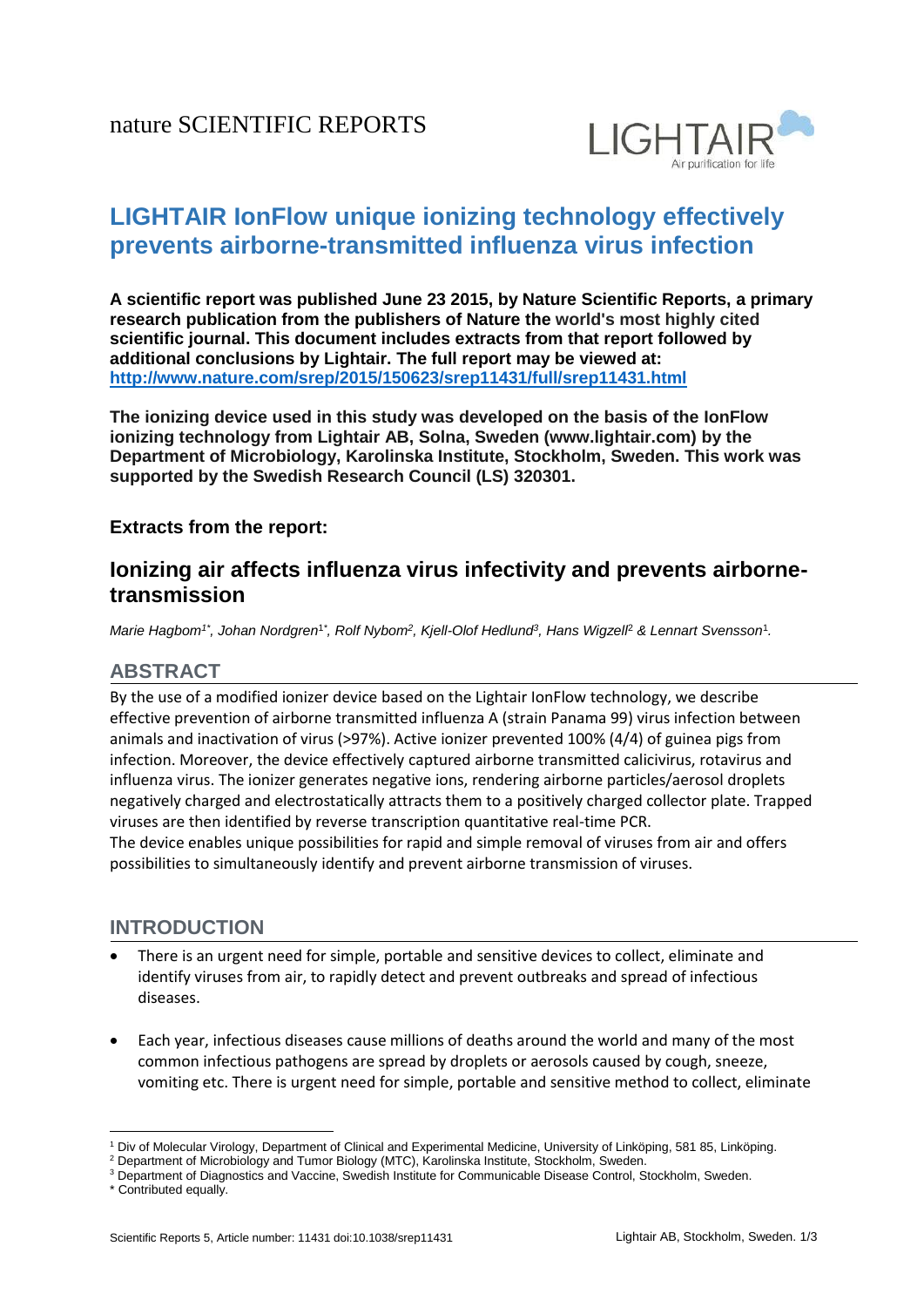nature SCIENTIFIC REPORTS

LIGHTAIR
Air purification for life

# LIGHTAIR IonFlow unique ionizing technology effectively prevents airborne-transmitted influenza virus infection

**A scientific report was published June 23 2015, by Nature Scientific Reports, a primary research publication from the publishers of Nature the world's most highly cited scientific journal. This document includes extracts from that report followed by additional conclusions by Lightair. The full report may be viewed at: [http://www.nature.com/srep/2015/150623/srep11431/full/srep11431.html](http://www.nature.com/srep/2015/150623/srep11431/full/srep11431.html)**

**The ionizing device used in this study was developed on the basis of the IonFlow ionizing technology from Lightair AB, Solna, Sweden (www.lightair.com) by the Department of Microbiology, Karolinska Institute, Stockholm, Sweden. This work was supported by the Swedish Research Council (LS) 320301.**

**Extracts from the report:**

## Ionizing air affects influenza virus infectivity and prevents airborne-transmission

*Marie Hagbom[1*], Johan Nordgren[1*], Rolf Nybom[2], Kjell-Olof Hedlund[3], Hans Wigzell[2] & Lennart Svensson[1].*

## ABSTRACT

By the use of a modified ionizer device based on the Lightair IonFlow technology, we describe effective prevention of airborne transmitted influenza A (strain Panama 99) virus infection between animals and inactivation of virus (>97%). Active ionizer prevented 100% (4/4) of guinea pigs from infection. Moreover, the device effectively captured airborne transmitted calicivirus, rotavirus and influenza virus. The ionizer generates negative ions, rendering airborne particles/aerosol droplets negatively charged and electrostatically attracts them to a positively charged collector plate. Trapped viruses are then identified by reverse transcription quantitative real-time PCR.
The device enables unique possibilities for rapid and simple removal of viruses from air and offers possibilities to simultaneously identify and prevent airborne transmission of viruses.

## INTRODUCTION

- There is an urgent need for simple, portable and sensitive devices to collect, eliminate and identify viruses from air, to rapidly detect and prevent outbreaks and spread of infectious diseases.
- Each year, infectious diseases cause millions of deaths around the world and many of the most common infectious pathogens are spread by droplets or aerosols caused by cough, sneeze, vomiting etc. There is urgent need for simple, portable and sensitive method to collect, eliminate

[1] Div of Molecular Virology, Department of Clinical and Experimental Medicine, University of Linköping, 581 85, Linköping.
[2] Department of Microbiology and Tumor Biology (MTC), Karolinska Institute, Stockholm, Sweden.
[3] Department of Diagnostics and Vaccine, Swedish Institute for Communicable Disease Control, Stockholm, Sweden.
\* Contributed equally.

Scientific Reports 5, Article number: 11431 doi:10.1038/srep11431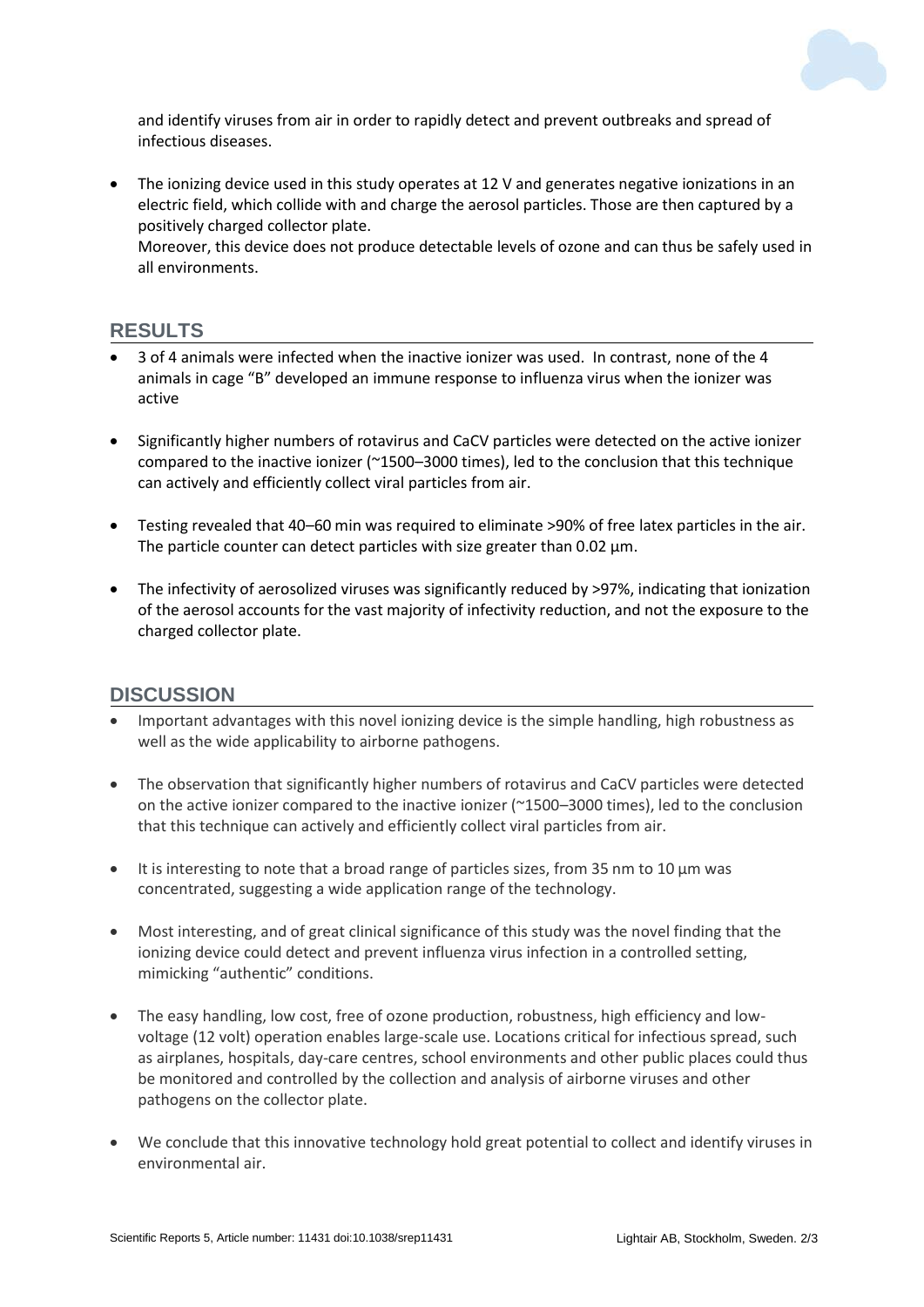and identify viruses from air in order to rapidly detect and prevent outbreaks and spread of infectious diseases.

- The ionizing device used in this study operates at 12 V and generates negative ionizations in an electric field, which collide with and charge the aerosol particles. Those are then captured by a positively charged collector plate.
  Moreover, this device does not produce detectable levels of ozone and can thus be safely used in all environments.

## RESULTS

- 3 of 4 animals were infected when the inactive ionizer was used. In contrast, none of the 4 animals in cage "B" developed an immune response to influenza virus when the ionizer was active
- Significantly higher numbers of rotavirus and CaCV particles were detected on the active ionizer compared to the inactive ionizer (~1500–3000 times), led to the conclusion that this technique can actively and efficiently collect viral particles from air.
- Testing revealed that 40–60 min was required to eliminate >90% of free latex particles in the air. The particle counter can detect particles with size greater than 0.02 µm.
- The infectivity of aerosolized viruses was significantly reduced by >97%, indicating that ionization of the aerosol accounts for the vast majority of infectivity reduction, and not the exposure to the charged collector plate.

## DISCUSSION

- Important advantages with this novel ionizing device is the simple handling, high robustness as well as the wide applicability to airborne pathogens.
- The observation that significantly higher numbers of rotavirus and CaCV particles were detected on the active ionizer compared to the inactive ionizer (~1500–3000 times), led to the conclusion that this technique can actively and efficiently collect viral particles from air.
- It is interesting to note that a broad range of particles sizes, from 35 nm to 10 µm was concentrated, suggesting a wide application range of the technology.
- Most interesting, and of great clinical significance of this study was the novel finding that the ionizing device could detect and prevent influenza virus infection in a controlled setting, mimicking "authentic" conditions.
- The easy handling, low cost, free of ozone production, robustness, high efficiency and low-voltage (12 volt) operation enables large-scale use. Locations critical for infectious spread, such as airplanes, hospitals, day-care centres, school environments and other public places could thus be monitored and controlled by the collection and analysis of airborne viruses and other pathogens on the collector plate.
- We conclude that this innovative technology hold great potential to collect and identify viruses in environmental air.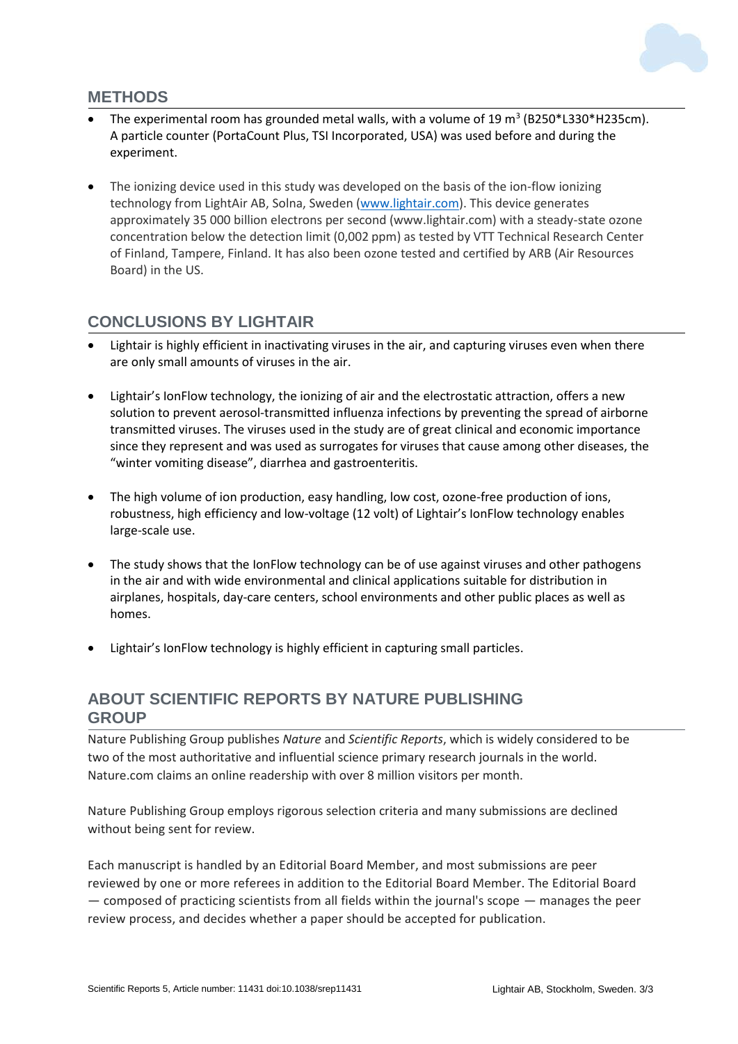## METHODS

- The experimental room has grounded metal walls, with a volume of 19 $m^3$ (B250*L330*H235cm). A particle counter (PortaCount Plus, TSI Incorporated, USA) was used before and during the experiment.

- The ionizing device used in this study was developed on the basis of the ion-flow ionizing technology from LightAir AB, Solna, Sweden (www.lightair.com). This device generates approximately 35 000 billion electrons per second (www.lightair.com) with a steady-state ozone concentration below the detection limit (0,002 ppm) as tested by VTT Technical Research Center of Finland, Tampere, Finland. It has also been ozone tested and certified by ARB (Air Resources Board) in the US.

## CONCLUSIONS BY LIGHTAIR

- Lightair is highly efficient in inactivating viruses in the air, and capturing viruses even when there are only small amounts of viruses in the air.

- Lightair's IonFlow technology, the ionizing of air and the electrostatic attraction, offers a new solution to prevent aerosol-transmitted influenza infections by preventing the spread of airborne transmitted viruses. The viruses used in the study are of great clinical and economic importance since they represent and was used as surrogates for viruses that cause among other diseases, the "winter vomiting disease", diarrhea and gastroenteritis.

- The high volume of ion production, easy handling, low cost, ozone-free production of ions, robustness, high efficiency and low-voltage (12 volt) of Lightair's IonFlow technology enables large-scale use.

- The study shows that the IonFlow technology can be of use against viruses and other pathogens in the air and with wide environmental and clinical applications suitable for distribution in airplanes, hospitals, day-care centers, school environments and other public places as well as homes.

- Lightair's IonFlow technology is highly efficient in capturing small particles.

## ABOUT SCIENTIFIC REPORTS BY NATURE PUBLISHING GROUP

Nature Publishing Group publishes *Nature* and *Scientific Reports*, which is widely considered to be two of the most authoritative and influential science primary research journals in the world. Nature.com claims an online readership with over 8 million visitors per month.

Nature Publishing Group employs rigorous selection criteria and many submissions are declined without being sent for review.

Each manuscript is handled by an Editorial Board Member, and most submissions are peer reviewed by one or more referees in addition to the Editorial Board Member. The Editorial Board — composed of practicing scientists from all fields within the journal's scope — manages the peer review process, and decides whether a paper should be accepted for publication.